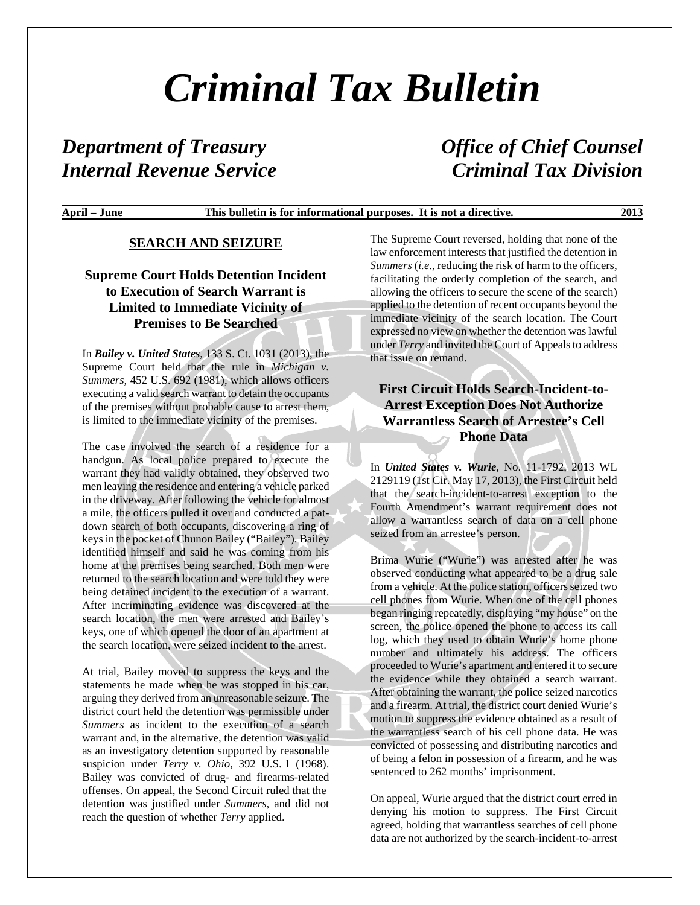# *Criminal Tax Bulletin*

***Department of Treasury*** — ***Office of Chief Counsel***
***Internal Revenue Service*** — ***Criminal Tax Division***

**April – June — This bulletin is for informational purposes. It is not a directive. — 2013**

## SEARCH AND SEIZURE

### Supreme Court Holds Detention Incident to Execution of Search Warrant is Limited to Immediate Vicinity of Premises to Be Searched

In ***Bailey v. United States***, 133 S. Ct. 1031 (2013), the Supreme Court held that the rule in *Michigan v. Summers,* 452 U.S. 692 (1981), which allows officers executing a valid search warrant to detain the occupants of the premises without probable cause to arrest them, is limited to the immediate vicinity of the premises.

The case involved the search of a residence for a handgun. As local police prepared to execute the warrant they had validly obtained, they observed two men leaving the residence and entering a vehicle parked in the driveway. After following the vehicle for almost a mile, the officers pulled it over and conducted a pat-down search of both occupants, discovering a ring of keys in the pocket of Chunon Bailey ("Bailey"). Bailey identified himself and said he was coming from his home at the premises being searched. Both men were returned to the search location and were told they were being detained incident to the execution of a warrant. After incriminating evidence was discovered at the search location, the men were arrested and Bailey's keys, one of which opened the door of an apartment at the search location, were seized incident to the arrest.

At trial, Bailey moved to suppress the keys and the statements he made when he was stopped in his car, arguing they derived from an unreasonable seizure. The district court held the detention was permissible under *Summers* as incident to the execution of a search warrant and, in the alternative, the detention was valid as an investigatory detention supported by reasonable suspicion under *Terry v. Ohio,* 392 U.S. 1 (1968). Bailey was convicted of drug- and firearms-related offenses. On appeal, the Second Circuit ruled that the detention was justified under *Summers,* and did not reach the question of whether *Terry* applied.

The Supreme Court reversed, holding that none of the law enforcement interests that justified the detention in *Summers* (*i.e.*, reducing the risk of harm to the officers, facilitating the orderly completion of the search, and allowing the officers to secure the scene of the search) applied to the detention of recent occupants beyond the immediate vicinity of the search location. The Court expressed no view on whether the detention was lawful under *Terry* and invited the Court of Appeals to address that issue on remand.

### First Circuit Holds Search-Incident-to-Arrest Exception Does Not Authorize Warrantless Search of Arrestee's Cell Phone Data

In ***United States v. Wurie***, No. 11-1792, 2013 WL 2129119 (1st Cir. May 17, 2013), the First Circuit held that the search-incident-to-arrest exception to the Fourth Amendment's warrant requirement does not allow a warrantless search of data on a cell phone seized from an arrestee's person.

Brima Wurie ("Wurie") was arrested after he was observed conducting what appeared to be a drug sale from a vehicle. At the police station, officers seized two cell phones from Wurie. When one of the cell phones began ringing repeatedly, displaying "my house" on the screen, the police opened the phone to access its call log, which they used to obtain Wurie's home phone number and ultimately his address. The officers proceeded to Wurie's apartment and entered it to secure the evidence while they obtained a search warrant. After obtaining the warrant, the police seized narcotics and a firearm. At trial, the district court denied Wurie's motion to suppress the evidence obtained as a result of the warrantless search of his cell phone data. He was convicted of possessing and distributing narcotics and of being a felon in possession of a firearm, and he was sentenced to 262 months' imprisonment.

On appeal, Wurie argued that the district court erred in denying his motion to suppress. The First Circuit agreed, holding that warrantless searches of cell phone data are not authorized by the search-incident-to-arrest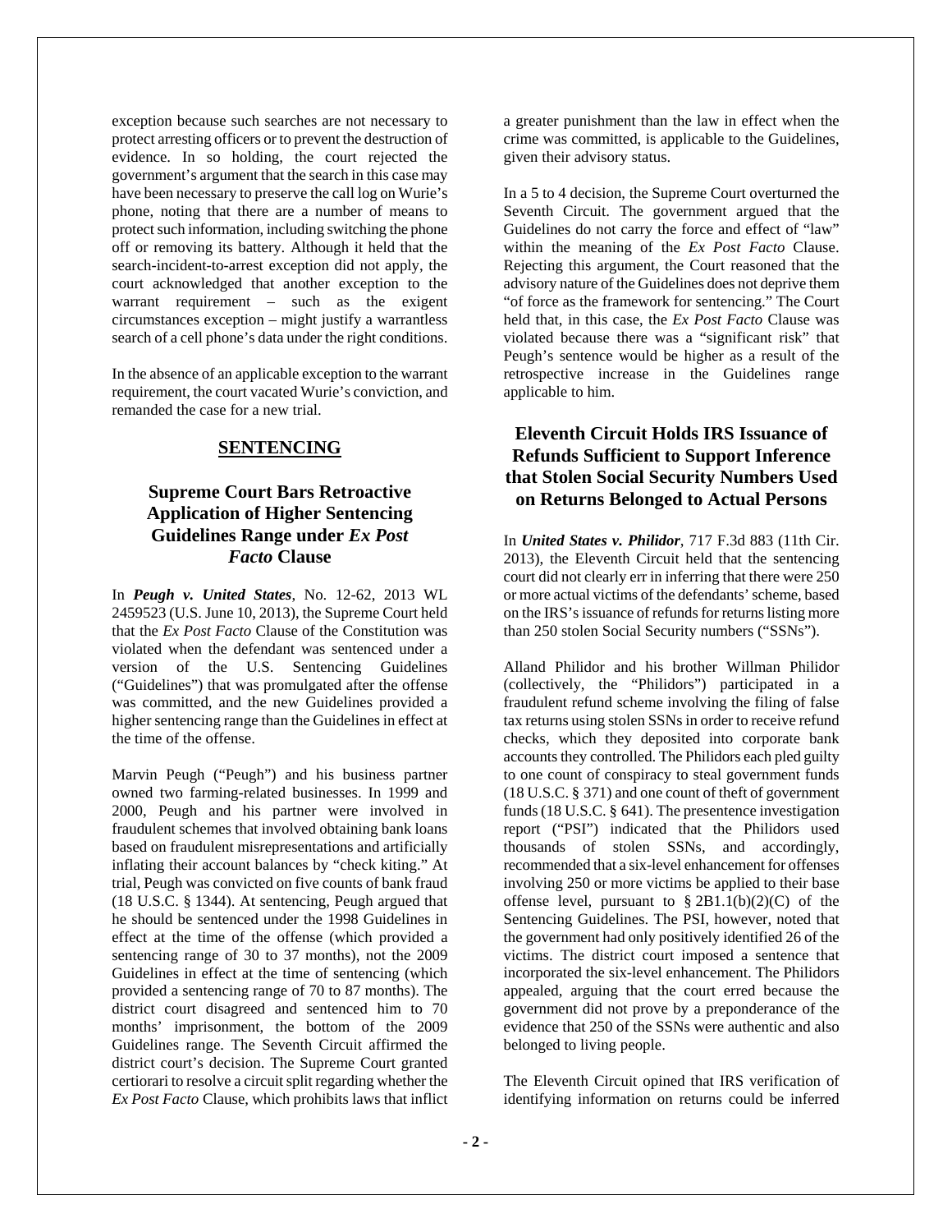exception because such searches are not necessary to protect arresting officers or to prevent the destruction of evidence. In so holding, the court rejected the government's argument that the search in this case may have been necessary to preserve the call log on Wurie's phone, noting that there are a number of means to protect such information, including switching the phone off or removing its battery. Although it held that the search-incident-to-arrest exception did not apply, the court acknowledged that another exception to the warrant requirement – such as the exigent circumstances exception – might justify a warrantless search of a cell phone's data under the right conditions.

In the absence of an applicable exception to the warrant requirement, the court vacated Wurie's conviction, and remanded the case for a new trial.

## SENTENCING

### Supreme Court Bars Retroactive Application of Higher Sentencing Guidelines Range under *Ex Post Facto* Clause

In ***Peugh v. United States***, No. 12-62, 2013 WL 2459523 (U.S. June 10, 2013), the Supreme Court held that the *Ex Post Facto* Clause of the Constitution was violated when the defendant was sentenced under a version of the U.S. Sentencing Guidelines ("Guidelines") that was promulgated after the offense was committed, and the new Guidelines provided a higher sentencing range than the Guidelines in effect at the time of the offense.

Marvin Peugh ("Peugh") and his business partner owned two farming-related businesses. In 1999 and 2000, Peugh and his partner were involved in fraudulent schemes that involved obtaining bank loans based on fraudulent misrepresentations and artificially inflating their account balances by "check kiting." At trial, Peugh was convicted on five counts of bank fraud (18 U.S.C. § 1344). At sentencing, Peugh argued that he should be sentenced under the 1998 Guidelines in effect at the time of the offense (which provided a sentencing range of 30 to 37 months), not the 2009 Guidelines in effect at the time of sentencing (which provided a sentencing range of 70 to 87 months). The district court disagreed and sentenced him to 70 months' imprisonment, the bottom of the 2009 Guidelines range. The Seventh Circuit affirmed the district court's decision. The Supreme Court granted certiorari to resolve a circuit split regarding whether the *Ex Post Facto* Clause, which prohibits laws that inflict a greater punishment than the law in effect when the crime was committed, is applicable to the Guidelines, given their advisory status.

In a 5 to 4 decision, the Supreme Court overturned the Seventh Circuit. The government argued that the Guidelines do not carry the force and effect of "law" within the meaning of the *Ex Post Facto* Clause. Rejecting this argument, the Court reasoned that the advisory nature of the Guidelines does not deprive them "of force as the framework for sentencing." The Court held that, in this case, the *Ex Post Facto* Clause was violated because there was a "significant risk" that Peugh's sentence would be higher as a result of the retrospective increase in the Guidelines range applicable to him.

### Eleventh Circuit Holds IRS Issuance of Refunds Sufficient to Support Inference that Stolen Social Security Numbers Used on Returns Belonged to Actual Persons

In ***United States v. Philidor***, 717 F.3d 883 (11th Cir. 2013), the Eleventh Circuit held that the sentencing court did not clearly err in inferring that there were 250 or more actual victims of the defendants' scheme, based on the IRS's issuance of refunds for returns listing more than 250 stolen Social Security numbers ("SSNs").

Alland Philidor and his brother Willman Philidor (collectively, the "Philidors") participated in a fraudulent refund scheme involving the filing of false tax returns using stolen SSNs in order to receive refund checks, which they deposited into corporate bank accounts they controlled. The Philidors each pled guilty to one count of conspiracy to steal government funds (18 U.S.C. § 371) and one count of theft of government funds (18 U.S.C. § 641). The presentence investigation report ("PSI") indicated that the Philidors used thousands of stolen SSNs, and accordingly, recommended that a six-level enhancement for offenses involving 250 or more victims be applied to their base offense level, pursuant to § 2B1.1(b)(2)(C) of the Sentencing Guidelines. The PSI, however, noted that the government had only positively identified 26 of the victims. The district court imposed a sentence that incorporated the six-level enhancement. The Philidors appealed, arguing that the court erred because the government did not prove by a preponderance of the evidence that 250 of the SSNs were authentic and also belonged to living people.

The Eleventh Circuit opined that IRS verification of identifying information on returns could be inferred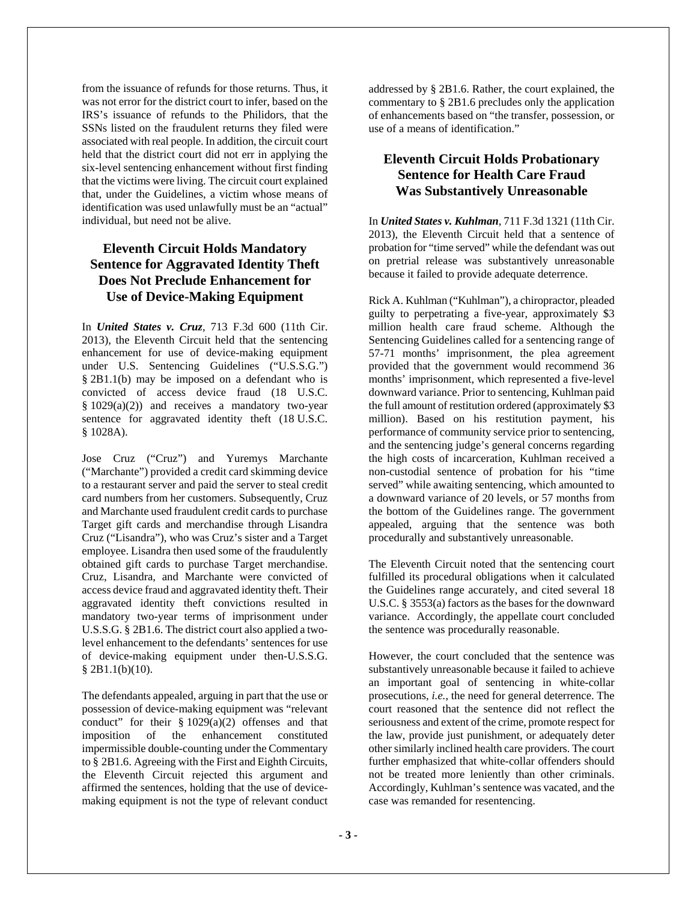from the issuance of refunds for those returns. Thus, it was not error for the district court to infer, based on the IRS's issuance of refunds to the Philidors, that the SSNs listed on the fraudulent returns they filed were associated with real people. In addition, the circuit court held that the district court did not err in applying the six-level sentencing enhancement without first finding that the victims were living. The circuit court explained that, under the Guidelines, a victim whose means of identification was used unlawfully must be an "actual" individual, but need not be alive.

## Eleventh Circuit Holds Mandatory Sentence for Aggravated Identity Theft Does Not Preclude Enhancement for Use of Device-Making Equipment

In ***United States v. Cruz***, 713 F.3d 600 (11th Cir. 2013), the Eleventh Circuit held that the sentencing enhancement for use of device-making equipment under U.S. Sentencing Guidelines ("U.S.S.G.") § 2B1.1(b) may be imposed on a defendant who is convicted of access device fraud (18 U.S.C. § 1029(a)(2)) and receives a mandatory two-year sentence for aggravated identity theft (18 U.S.C. § 1028A).

Jose Cruz ("Cruz") and Yuremys Marchante ("Marchante") provided a credit card skimming device to a restaurant server and paid the server to steal credit card numbers from her customers. Subsequently, Cruz and Marchante used fraudulent credit cards to purchase Target gift cards and merchandise through Lisandra Cruz ("Lisandra"), who was Cruz's sister and a Target employee. Lisandra then used some of the fraudulently obtained gift cards to purchase Target merchandise. Cruz, Lisandra, and Marchante were convicted of access device fraud and aggravated identity theft. Their aggravated identity theft convictions resulted in mandatory two-year terms of imprisonment under U.S.S.G. § 2B1.6. The district court also applied a two-level enhancement to the defendants' sentences for use of device-making equipment under then-U.S.S.G. § 2B1.1(b)(10).

The defendants appealed, arguing in part that the use or possession of device-making equipment was "relevant conduct" for their § 1029(a)(2) offenses and that imposition of the enhancement constituted impermissible double-counting under the Commentary to § 2B1.6. Agreeing with the First and Eighth Circuits, the Eleventh Circuit rejected this argument and affirmed the sentences, holding that the use of device-making equipment is not the type of relevant conduct addressed by § 2B1.6. Rather, the court explained, the commentary to § 2B1.6 precludes only the application of enhancements based on "the transfer, possession, or use of a means of identification."

## Eleventh Circuit Holds Probationary Sentence for Health Care Fraud Was Substantively Unreasonable

In ***United States v. Kuhlman***, 711 F.3d 1321 (11th Cir. 2013), the Eleventh Circuit held that a sentence of probation for "time served" while the defendant was out on pretrial release was substantively unreasonable because it failed to provide adequate deterrence.

Rick A. Kuhlman ("Kuhlman"), a chiropractor, pleaded guilty to perpetrating a five-year, approximately $3 million health care fraud scheme. Although the Sentencing Guidelines called for a sentencing range of 57-71 months' imprisonment, the plea agreement provided that the government would recommend 36 months' imprisonment, which represented a five-level downward variance. Prior to sentencing, Kuhlman paid the full amount of restitution ordered (approximately $3 million). Based on his restitution payment, his performance of community service prior to sentencing, and the sentencing judge's general concerns regarding the high costs of incarceration, Kuhlman received a non-custodial sentence of probation for his "time served" while awaiting sentencing, which amounted to a downward variance of 20 levels, or 57 months from the bottom of the Guidelines range. The government appealed, arguing that the sentence was both procedurally and substantively unreasonable.

The Eleventh Circuit noted that the sentencing court fulfilled its procedural obligations when it calculated the Guidelines range accurately, and cited several 18 U.S.C. § 3553(a) factors as the bases for the downward variance. Accordingly, the appellate court concluded the sentence was procedurally reasonable.

However, the court concluded that the sentence was substantively unreasonable because it failed to achieve an important goal of sentencing in white-collar prosecutions, *i.e.*, the need for general deterrence. The court reasoned that the sentence did not reflect the seriousness and extent of the crime, promote respect for the law, provide just punishment, or adequately deter other similarly inclined health care providers. The court further emphasized that white-collar offenders should not be treated more leniently than other criminals. Accordingly, Kuhlman's sentence was vacated, and the case was remanded for resentencing.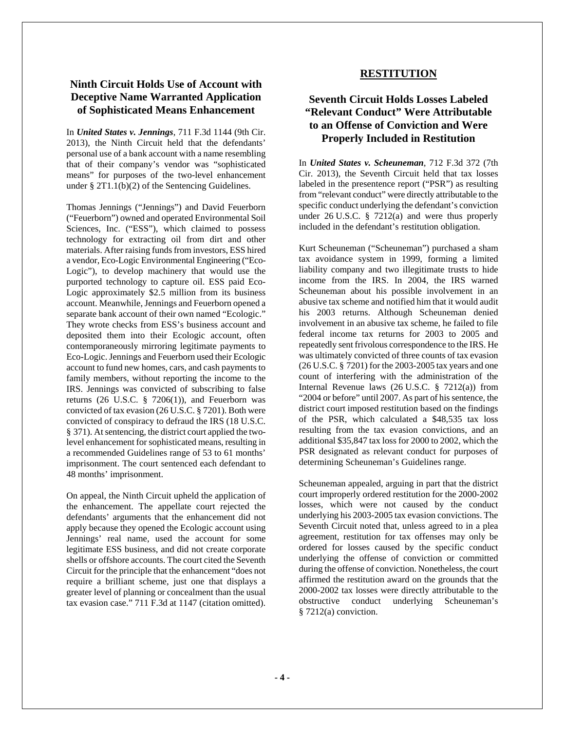## Ninth Circuit Holds Use of Account with Deceptive Name Warranted Application of Sophisticated Means Enhancement

In ***United States v. Jennings***, 711 F.3d 1144 (9th Cir. 2013), the Ninth Circuit held that the defendants' personal use of a bank account with a name resembling that of their company's vendor was "sophisticated means" for purposes of the two-level enhancement under § 2T1.1(b)(2) of the Sentencing Guidelines.

Thomas Jennings ("Jennings") and David Feuerborn ("Feuerborn") owned and operated Environmental Soil Sciences, Inc. ("ESS"), which claimed to possess technology for extracting oil from dirt and other materials. After raising funds from investors, ESS hired a vendor, Eco-Logic Environmental Engineering ("Eco-Logic"), to develop machinery that would use the purported technology to capture oil. ESS paid Eco-Logic approximately $2.5 million from its business account. Meanwhile, Jennings and Feuerborn opened a separate bank account of their own named "Ecologic." They wrote checks from ESS's business account and deposited them into their Ecologic account, often contemporaneously mirroring legitimate payments to Eco-Logic. Jennings and Feuerborn used their Ecologic account to fund new homes, cars, and cash payments to family members, without reporting the income to the IRS. Jennings was convicted of subscribing to false returns (26 U.S.C. § 7206(1)), and Feuerborn was convicted of tax evasion (26 U.S.C. § 7201). Both were convicted of conspiracy to defraud the IRS (18 U.S.C. § 371). At sentencing, the district court applied the two-level enhancement for sophisticated means, resulting in a recommended Guidelines range of 53 to 61 months' imprisonment. The court sentenced each defendant to 48 months' imprisonment.

On appeal, the Ninth Circuit upheld the application of the enhancement. The appellate court rejected the defendants' arguments that the enhancement did not apply because they opened the Ecologic account using Jennings' real name, used the account for some legitimate ESS business, and did not create corporate shells or offshore accounts. The court cited the Seventh Circuit for the principle that the enhancement "does not require a brilliant scheme, just one that displays a greater level of planning or concealment than the usual tax evasion case." 711 F.3d at 1147 (citation omitted).

# RESTITUTION

## Seventh Circuit Holds Losses Labeled "Relevant Conduct" Were Attributable to an Offense of Conviction and Were Properly Included in Restitution

In ***United States v. Scheuneman***, 712 F.3d 372 (7th Cir. 2013), the Seventh Circuit held that tax losses labeled in the presentence report ("PSR") as resulting from "relevant conduct" were directly attributable to the specific conduct underlying the defendant's conviction under 26 U.S.C. § 7212(a) and were thus properly included in the defendant's restitution obligation.

Kurt Scheuneman ("Scheuneman") purchased a sham tax avoidance system in 1999, forming a limited liability company and two illegitimate trusts to hide income from the IRS. In 2004, the IRS warned Scheuneman about his possible involvement in an abusive tax scheme and notified him that it would audit his 2003 returns. Although Scheuneman denied involvement in an abusive tax scheme, he failed to file federal income tax returns for 2003 to 2005 and repeatedly sent frivolous correspondence to the IRS. He was ultimately convicted of three counts of tax evasion (26 U.S.C. § 7201) for the 2003-2005 tax years and one count of interfering with the administration of the Internal Revenue laws (26 U.S.C. § 7212(a)) from "2004 or before" until 2007. As part of his sentence, the district court imposed restitution based on the findings of the PSR, which calculated a $48,535 tax loss resulting from the tax evasion convictions, and an additional $35,847 tax loss for 2000 to 2002, which the PSR designated as relevant conduct for purposes of determining Scheuneman's Guidelines range.

Scheuneman appealed, arguing in part that the district court improperly ordered restitution for the 2000-2002 losses, which were not caused by the conduct underlying his 2003-2005 tax evasion convictions. The Seventh Circuit noted that, unless agreed to in a plea agreement, restitution for tax offenses may only be ordered for losses caused by the specific conduct underlying the offense of conviction or committed during the offense of conviction. Nonetheless, the court affirmed the restitution award on the grounds that the 2000-2002 tax losses were directly attributable to the obstructive conduct underlying Scheuneman's § 7212(a) conviction.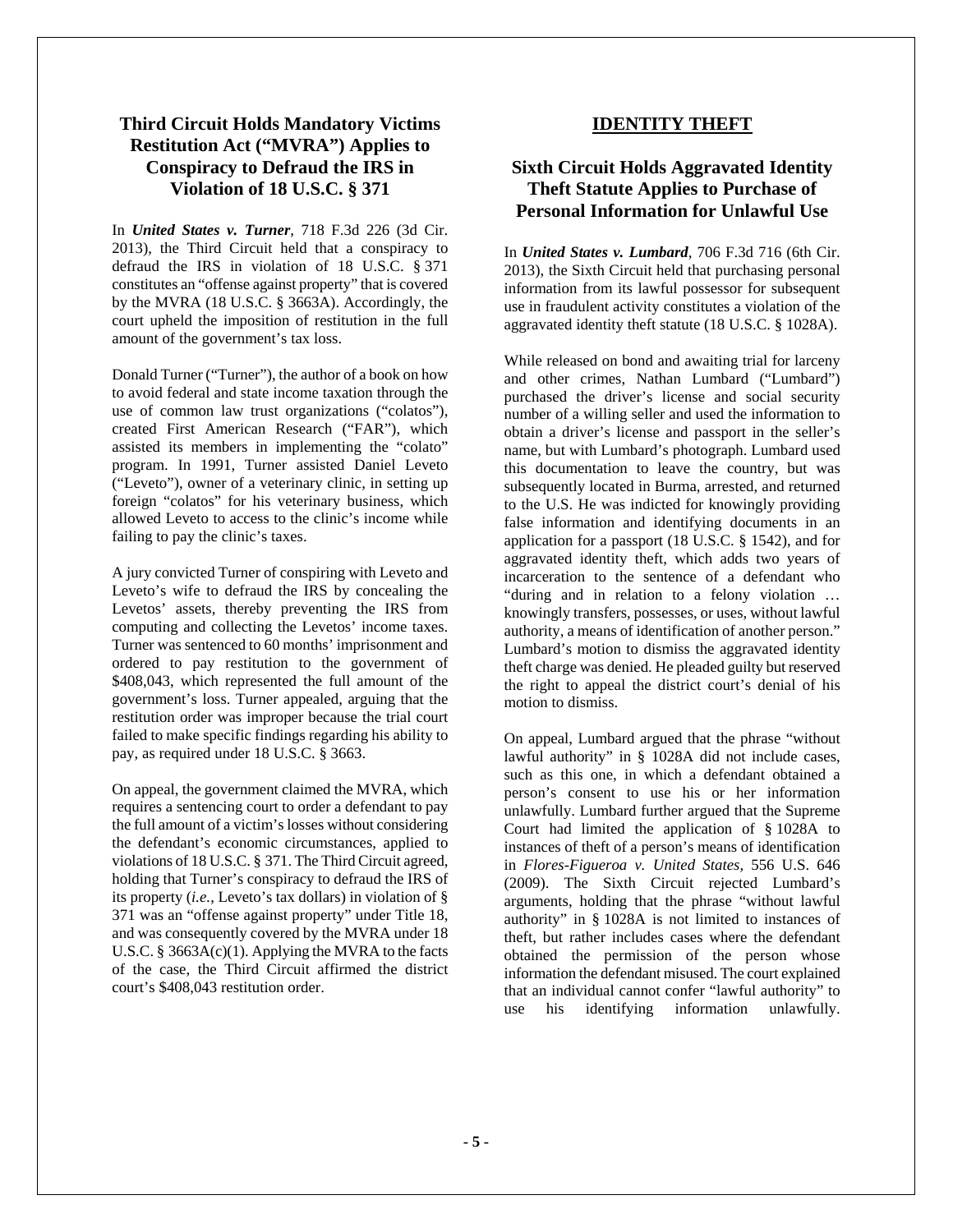## Third Circuit Holds Mandatory Victims Restitution Act ("MVRA") Applies to Conspiracy to Defraud the IRS in Violation of 18 U.S.C. § 371

In ***United States v. Turner***, 718 F.3d 226 (3d Cir. 2013), the Third Circuit held that a conspiracy to defraud the IRS in violation of 18 U.S.C. § 371 constitutes an "offense against property" that is covered by the MVRA (18 U.S.C. § 3663A). Accordingly, the court upheld the imposition of restitution in the full amount of the government's tax loss.

Donald Turner ("Turner"), the author of a book on how to avoid federal and state income taxation through the use of common law trust organizations ("colatos"), created First American Research ("FAR"), which assisted its members in implementing the "colato" program. In 1991, Turner assisted Daniel Leveto ("Leveto"), owner of a veterinary clinic, in setting up foreign "colatos" for his veterinary business, which allowed Leveto to access to the clinic's income while failing to pay the clinic's taxes.

A jury convicted Turner of conspiring with Leveto and Leveto's wife to defraud the IRS by concealing the Levetos' assets, thereby preventing the IRS from computing and collecting the Levetos' income taxes. Turner was sentenced to 60 months' imprisonment and ordered to pay restitution to the government of $408,043, which represented the full amount of the government's loss. Turner appealed, arguing that the restitution order was improper because the trial court failed to make specific findings regarding his ability to pay, as required under 18 U.S.C. § 3663.

On appeal, the government claimed the MVRA, which requires a sentencing court to order a defendant to pay the full amount of a victim's losses without considering the defendant's economic circumstances, applied to violations of 18 U.S.C. § 371. The Third Circuit agreed, holding that Turner's conspiracy to defraud the IRS of its property (*i.e.*, Leveto's tax dollars) in violation of § 371 was an "offense against property" under Title 18, and was consequently covered by the MVRA under 18 U.S.C. § 3663A(c)(1). Applying the MVRA to the facts of the case, the Third Circuit affirmed the district court's $408,043 restitution order.

# IDENTITY THEFT

## Sixth Circuit Holds Aggravated Identity Theft Statute Applies to Purchase of Personal Information for Unlawful Use

In ***United States v. Lumbard***, 706 F.3d 716 (6th Cir. 2013), the Sixth Circuit held that purchasing personal information from its lawful possessor for subsequent use in fraudulent activity constitutes a violation of the aggravated identity theft statute (18 U.S.C. § 1028A).

While released on bond and awaiting trial for larceny and other crimes, Nathan Lumbard ("Lumbard") purchased the driver's license and social security number of a willing seller and used the information to obtain a driver's license and passport in the seller's name, but with Lumbard's photograph. Lumbard used this documentation to leave the country, but was subsequently located in Burma, arrested, and returned to the U.S. He was indicted for knowingly providing false information and identifying documents in an application for a passport (18 U.S.C. § 1542), and for aggravated identity theft, which adds two years of incarceration to the sentence of a defendant who "during and in relation to a felony violation … knowingly transfers, possesses, or uses, without lawful authority, a means of identification of another person." Lumbard's motion to dismiss the aggravated identity theft charge was denied. He pleaded guilty but reserved the right to appeal the district court's denial of his motion to dismiss.

On appeal, Lumbard argued that the phrase "without lawful authority" in § 1028A did not include cases, such as this one, in which a defendant obtained a person's consent to use his or her information unlawfully. Lumbard further argued that the Supreme Court had limited the application of § 1028A to instances of theft of a person's means of identification in *Flores-Figueroa v. United States*, 556 U.S. 646 (2009). The Sixth Circuit rejected Lumbard's arguments, holding that the phrase "without lawful authority" in § 1028A is not limited to instances of theft, but rather includes cases where the defendant obtained the permission of the person whose information the defendant misused. The court explained that an individual cannot confer "lawful authority" to use his identifying information unlawfully.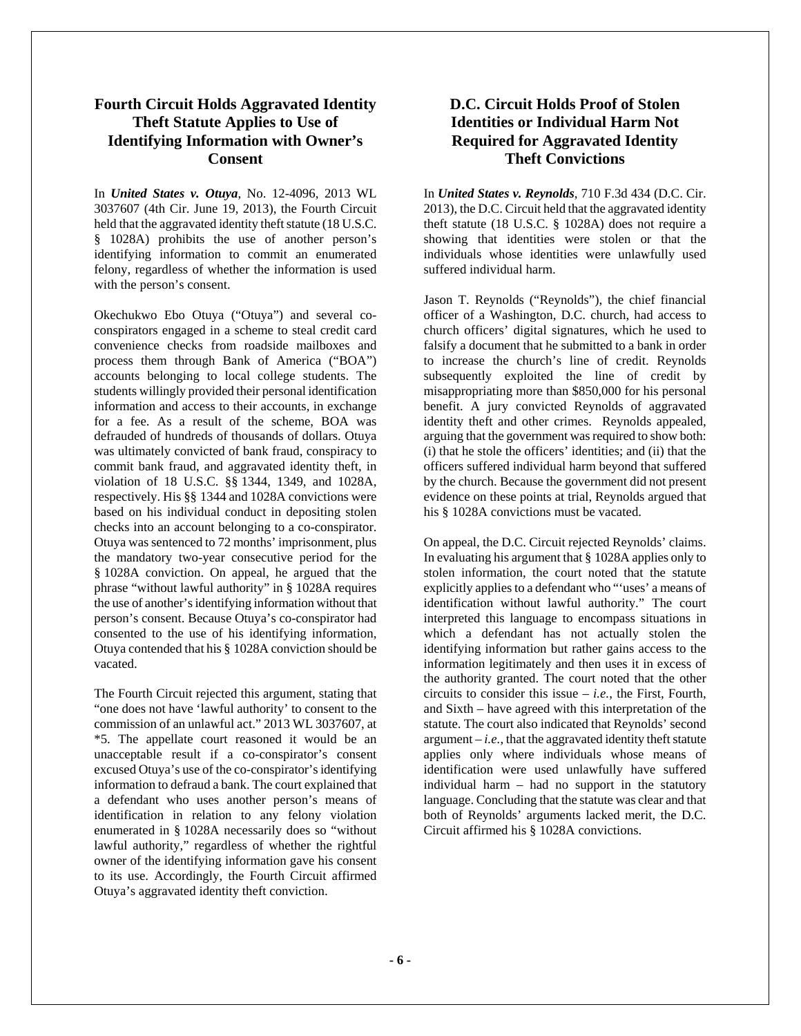## Fourth Circuit Holds Aggravated Identity Theft Statute Applies to Use of Identifying Information with Owner's Consent

In ***United States v. Otuya***, No. 12-4096, 2013 WL 3037607 (4th Cir. June 19, 2013), the Fourth Circuit held that the aggravated identity theft statute (18 U.S.C. § 1028A) prohibits the use of another person's identifying information to commit an enumerated felony, regardless of whether the information is used with the person's consent.

Okechukwo Ebo Otuya ("Otuya") and several co-conspirators engaged in a scheme to steal credit card convenience checks from roadside mailboxes and process them through Bank of America ("BOA") accounts belonging to local college students. The students willingly provided their personal identification information and access to their accounts, in exchange for a fee. As a result of the scheme, BOA was defrauded of hundreds of thousands of dollars. Otuya was ultimately convicted of bank fraud, conspiracy to commit bank fraud, and aggravated identity theft, in violation of 18 U.S.C. §§ 1344, 1349, and 1028A, respectively. His §§ 1344 and 1028A convictions were based on his individual conduct in depositing stolen checks into an account belonging to a co-conspirator. Otuya was sentenced to 72 months' imprisonment, plus the mandatory two-year consecutive period for the § 1028A conviction. On appeal, he argued that the phrase "without lawful authority" in § 1028A requires the use of another's identifying information without that person's consent. Because Otuya's co-conspirator had consented to the use of his identifying information, Otuya contended that his § 1028A conviction should be vacated.

The Fourth Circuit rejected this argument, stating that "one does not have 'lawful authority' to consent to the commission of an unlawful act." 2013 WL 3037607, at *5. The appellate court reasoned it would be an unacceptable result if a co-conspirator's consent excused Otuya's use of the co-conspirator's identifying information to defraud a bank. The court explained that a defendant who uses another person's means of identification in relation to any felony violation enumerated in § 1028A necessarily does so "without lawful authority," regardless of whether the rightful owner of the identifying information gave his consent to its use. Accordingly, the Fourth Circuit affirmed Otuya's aggravated identity theft conviction.

## D.C. Circuit Holds Proof of Stolen Identities or Individual Harm Not Required for Aggravated Identity Theft Convictions

In ***United States v. Reynolds***, 710 F.3d 434 (D.C. Cir. 2013), the D.C. Circuit held that the aggravated identity theft statute (18 U.S.C. § 1028A) does not require a showing that identities were stolen or that the individuals whose identities were unlawfully used suffered individual harm.

Jason T. Reynolds ("Reynolds"), the chief financial officer of a Washington, D.C. church, had access to church officers' digital signatures, which he used to falsify a document that he submitted to a bank in order to increase the church's line of credit. Reynolds subsequently exploited the line of credit by misappropriating more than $850,000 for his personal benefit. A jury convicted Reynolds of aggravated identity theft and other crimes. Reynolds appealed, arguing that the government was required to show both: (i) that he stole the officers' identities; and (ii) that the officers suffered individual harm beyond that suffered by the church. Because the government did not present evidence on these points at trial, Reynolds argued that his § 1028A convictions must be vacated.

On appeal, the D.C. Circuit rejected Reynolds' claims. In evaluating his argument that § 1028A applies only to stolen information, the court noted that the statute explicitly applies to a defendant who "'uses' a means of identification without lawful authority." The court interpreted this language to encompass situations in which a defendant has not actually stolen the identifying information but rather gains access to the information legitimately and then uses it in excess of the authority granted. The court noted that the other circuits to consider this issue – *i.e.*, the First, Fourth, and Sixth – have agreed with this interpretation of the statute. The court also indicated that Reynolds' second argument – *i.e.*, that the aggravated identity theft statute applies only where individuals whose means of identification were used unlawfully have suffered individual harm – had no support in the statutory language. Concluding that the statute was clear and that both of Reynolds' arguments lacked merit, the D.C. Circuit affirmed his § 1028A convictions.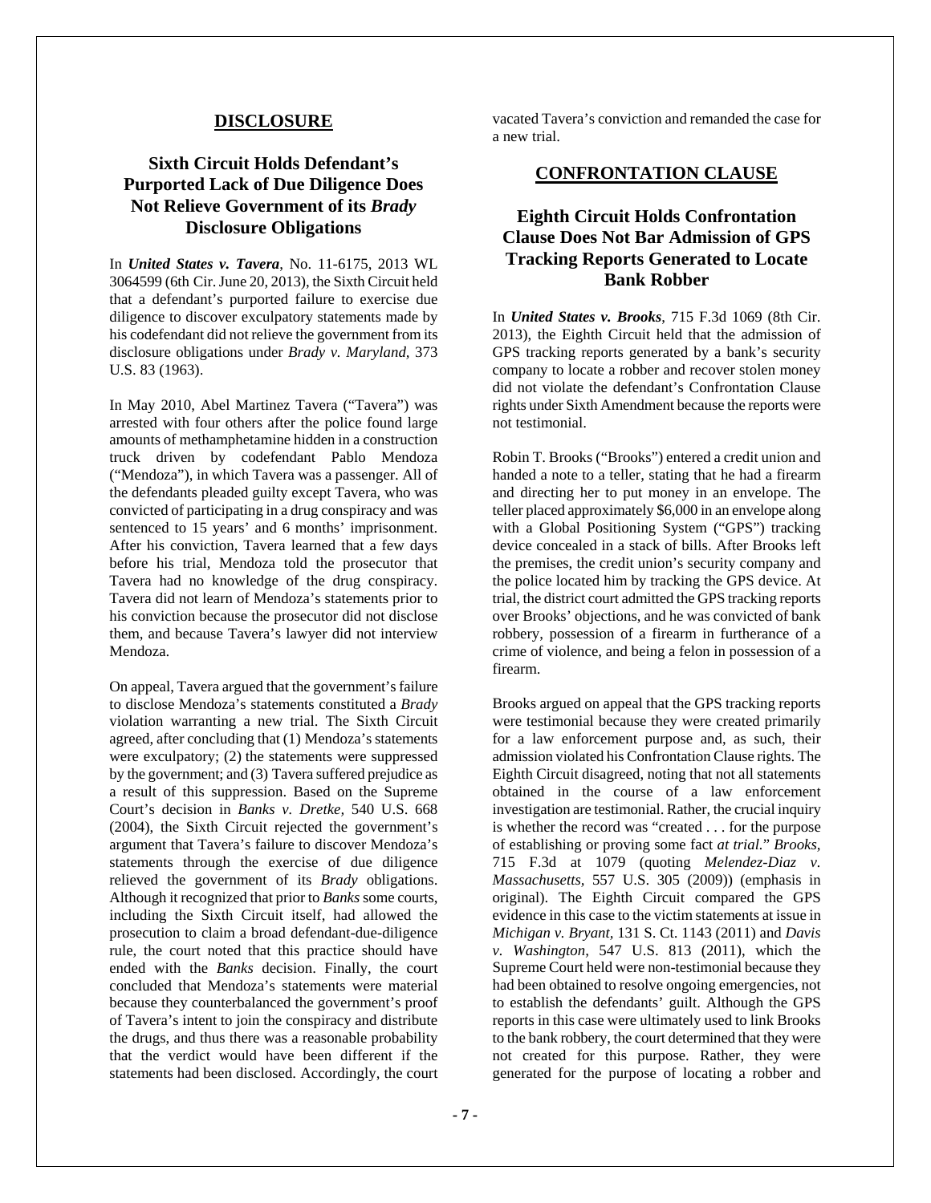## DISCLOSURE

### Sixth Circuit Holds Defendant's Purported Lack of Due Diligence Does Not Relieve Government of its *Brady* Disclosure Obligations

In ***United States v. Tavera***, No. 11-6175, 2013 WL 3064599 (6th Cir. June 20, 2013), the Sixth Circuit held that a defendant's purported failure to exercise due diligence to discover exculpatory statements made by his codefendant did not relieve the government from its disclosure obligations under *Brady v. Maryland*, 373 U.S. 83 (1963).

In May 2010, Abel Martinez Tavera ("Tavera") was arrested with four others after the police found large amounts of methamphetamine hidden in a construction truck driven by codefendant Pablo Mendoza ("Mendoza"), in which Tavera was a passenger. All of the defendants pleaded guilty except Tavera, who was convicted of participating in a drug conspiracy and was sentenced to 15 years' and 6 months' imprisonment. After his conviction, Tavera learned that a few days before his trial, Mendoza told the prosecutor that Tavera had no knowledge of the drug conspiracy. Tavera did not learn of Mendoza's statements prior to his conviction because the prosecutor did not disclose them, and because Tavera's lawyer did not interview Mendoza.

On appeal, Tavera argued that the government's failure to disclose Mendoza's statements constituted a *Brady* violation warranting a new trial. The Sixth Circuit agreed, after concluding that (1) Mendoza's statements were exculpatory; (2) the statements were suppressed by the government; and (3) Tavera suffered prejudice as a result of this suppression. Based on the Supreme Court's decision in *Banks v. Dretke*, 540 U.S. 668 (2004), the Sixth Circuit rejected the government's argument that Tavera's failure to discover Mendoza's statements through the exercise of due diligence relieved the government of its *Brady* obligations. Although it recognized that prior to *Banks* some courts, including the Sixth Circuit itself, had allowed the prosecution to claim a broad defendant-due-diligence rule, the court noted that this practice should have ended with the *Banks* decision. Finally, the court concluded that Mendoza's statements were material because they counterbalanced the government's proof of Tavera's intent to join the conspiracy and distribute the drugs, and thus there was a reasonable probability that the verdict would have been different if the statements had been disclosed. Accordingly, the court vacated Tavera's conviction and remanded the case for a new trial.

## CONFRONTATION CLAUSE

### Eighth Circuit Holds Confrontation Clause Does Not Bar Admission of GPS Tracking Reports Generated to Locate Bank Robber

In ***United States v. Brooks***, 715 F.3d 1069 (8th Cir. 2013), the Eighth Circuit held that the admission of GPS tracking reports generated by a bank's security company to locate a robber and recover stolen money did not violate the defendant's Confrontation Clause rights under Sixth Amendment because the reports were not testimonial.

Robin T. Brooks ("Brooks") entered a credit union and handed a note to a teller, stating that he had a firearm and directing her to put money in an envelope. The teller placed approximately $6,000 in an envelope along with a Global Positioning System ("GPS") tracking device concealed in a stack of bills. After Brooks left the premises, the credit union's security company and the police located him by tracking the GPS device. At trial, the district court admitted the GPS tracking reports over Brooks' objections, and he was convicted of bank robbery, possession of a firearm in furtherance of a crime of violence, and being a felon in possession of a firearm.

Brooks argued on appeal that the GPS tracking reports were testimonial because they were created primarily for a law enforcement purpose and, as such, their admission violated his Confrontation Clause rights. The Eighth Circuit disagreed, noting that not all statements obtained in the course of a law enforcement investigation are testimonial. Rather, the crucial inquiry is whether the record was "created . . . for the purpose of establishing or proving some fact *at trial*." *Brooks*, 715 F.3d at 1079 (quoting *Melendez-Diaz v. Massachusetts*, 557 U.S. 305 (2009)) (emphasis in original). The Eighth Circuit compared the GPS evidence in this case to the victim statements at issue in *Michigan v. Bryant*, 131 S. Ct. 1143 (2011) and *Davis v. Washington*, 547 U.S. 813 (2011), which the Supreme Court held were non-testimonial because they had been obtained to resolve ongoing emergencies, not to establish the defendants' guilt. Although the GPS reports in this case were ultimately used to link Brooks to the bank robbery, the court determined that they were not created for this purpose. Rather, they were generated for the purpose of locating a robber and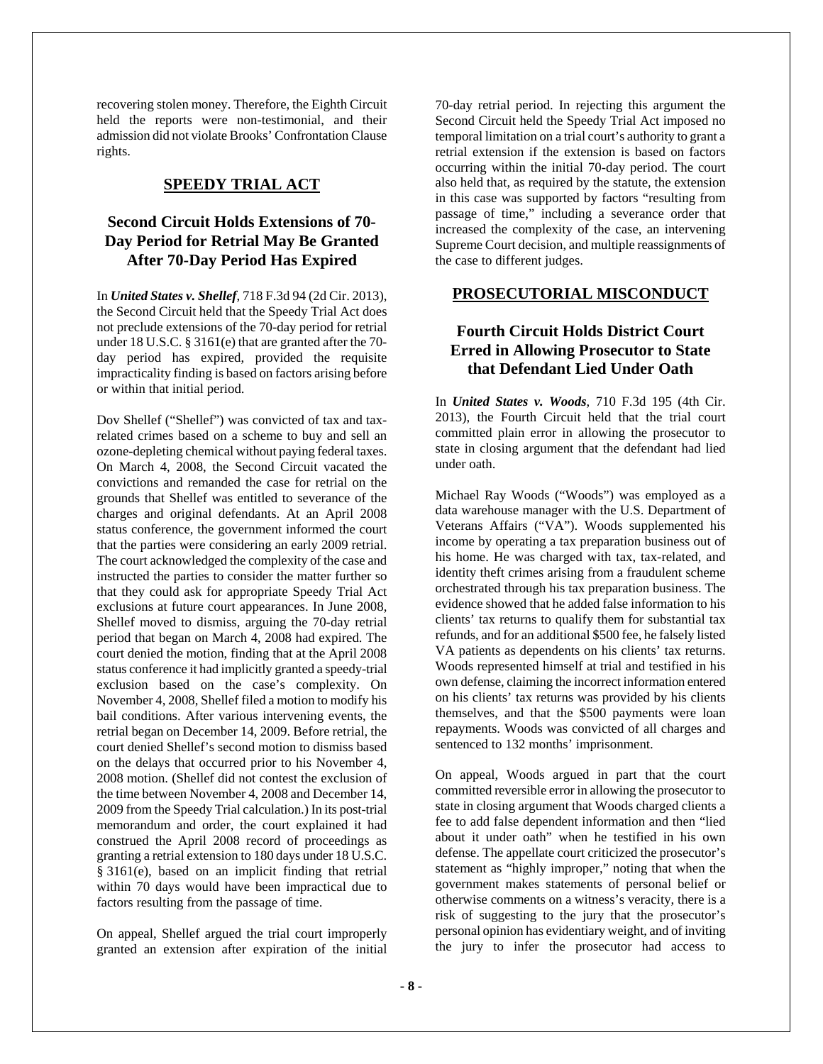recovering stolen money. Therefore, the Eighth Circuit held the reports were non-testimonial, and their admission did not violate Brooks' Confrontation Clause rights.

## SPEEDY TRIAL ACT

### Second Circuit Holds Extensions of 70-Day Period for Retrial May Be Granted After 70-Day Period Has Expired

In ***United States v. Shellef***, 718 F.3d 94 (2d Cir. 2013), the Second Circuit held that the Speedy Trial Act does not preclude extensions of the 70-day period for retrial under 18 U.S.C. § 3161(e) that are granted after the 70-day period has expired, provided the requisite impracticality finding is based on factors arising before or within that initial period.

Dov Shellef ("Shellef") was convicted of tax and tax-related crimes based on a scheme to buy and sell an ozone-depleting chemical without paying federal taxes. On March 4, 2008, the Second Circuit vacated the convictions and remanded the case for retrial on the grounds that Shellef was entitled to severance of the charges and original defendants. At an April 2008 status conference, the government informed the court that the parties were considering an early 2009 retrial. The court acknowledged the complexity of the case and instructed the parties to consider the matter further so that they could ask for appropriate Speedy Trial Act exclusions at future court appearances. In June 2008, Shellef moved to dismiss, arguing the 70-day retrial period that began on March 4, 2008 had expired. The court denied the motion, finding that at the April 2008 status conference it had implicitly granted a speedy-trial exclusion based on the case's complexity. On November 4, 2008, Shellef filed a motion to modify his bail conditions. After various intervening events, the retrial began on December 14, 2009. Before retrial, the court denied Shellef's second motion to dismiss based on the delays that occurred prior to his November 4, 2008 motion. (Shellef did not contest the exclusion of the time between November 4, 2008 and December 14, 2009 from the Speedy Trial calculation.) In its post-trial memorandum and order, the court explained it had construed the April 2008 record of proceedings as granting a retrial extension to 180 days under 18 U.S.C. § 3161(e), based on an implicit finding that retrial within 70 days would have been impractical due to factors resulting from the passage of time.

On appeal, Shellef argued the trial court improperly granted an extension after expiration of the initial 70-day retrial period. In rejecting this argument the Second Circuit held the Speedy Trial Act imposed no temporal limitation on a trial court's authority to grant a retrial extension if the extension is based on factors occurring within the initial 70-day period. The court also held that, as required by the statute, the extension in this case was supported by factors "resulting from passage of time," including a severance order that increased the complexity of the case, an intervening Supreme Court decision, and multiple reassignments of the case to different judges.

## PROSECUTORIAL MISCONDUCT

### Fourth Circuit Holds District Court Erred in Allowing Prosecutor to State that Defendant Lied Under Oath

In ***United States v. Woods***, 710 F.3d 195 (4th Cir. 2013), the Fourth Circuit held that the trial court committed plain error in allowing the prosecutor to state in closing argument that the defendant had lied under oath.

Michael Ray Woods ("Woods") was employed as a data warehouse manager with the U.S. Department of Veterans Affairs ("VA"). Woods supplemented his income by operating a tax preparation business out of his home. He was charged with tax, tax-related, and identity theft crimes arising from a fraudulent scheme orchestrated through his tax preparation business. The evidence showed that he added false information to his clients' tax returns to qualify them for substantial tax refunds, and for an additional $500 fee, he falsely listed VA patients as dependents on his clients' tax returns. Woods represented himself at trial and testified in his own defense, claiming the incorrect information entered on his clients' tax returns was provided by his clients themselves, and that the $500 payments were loan repayments. Woods was convicted of all charges and sentenced to 132 months' imprisonment.

On appeal, Woods argued in part that the court committed reversible error in allowing the prosecutor to state in closing argument that Woods charged clients a fee to add false dependent information and then "lied about it under oath" when he testified in his own defense. The appellate court criticized the prosecutor's statement as "highly improper," noting that when the government makes statements of personal belief or otherwise comments on a witness's veracity, there is a risk of suggesting to the jury that the prosecutor's personal opinion has evidentiary weight, and of inviting the jury to infer the prosecutor had access to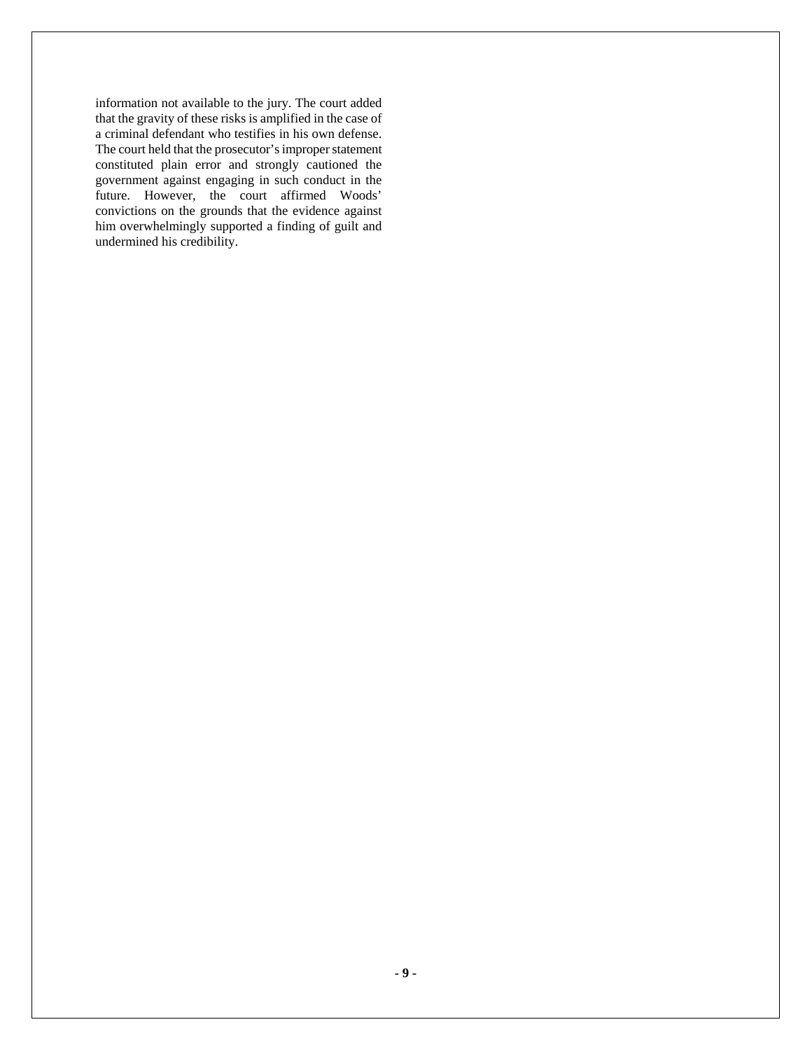information not available to the jury. The court added that the gravity of these risks is amplified in the case of a criminal defendant who testifies in his own defense. The court held that the prosecutor's improper statement constituted plain error and strongly cautioned the government against engaging in such conduct in the future. However, the court affirmed Woods' convictions on the grounds that the evidence against him overwhelmingly supported a finding of guilt and undermined his credibility.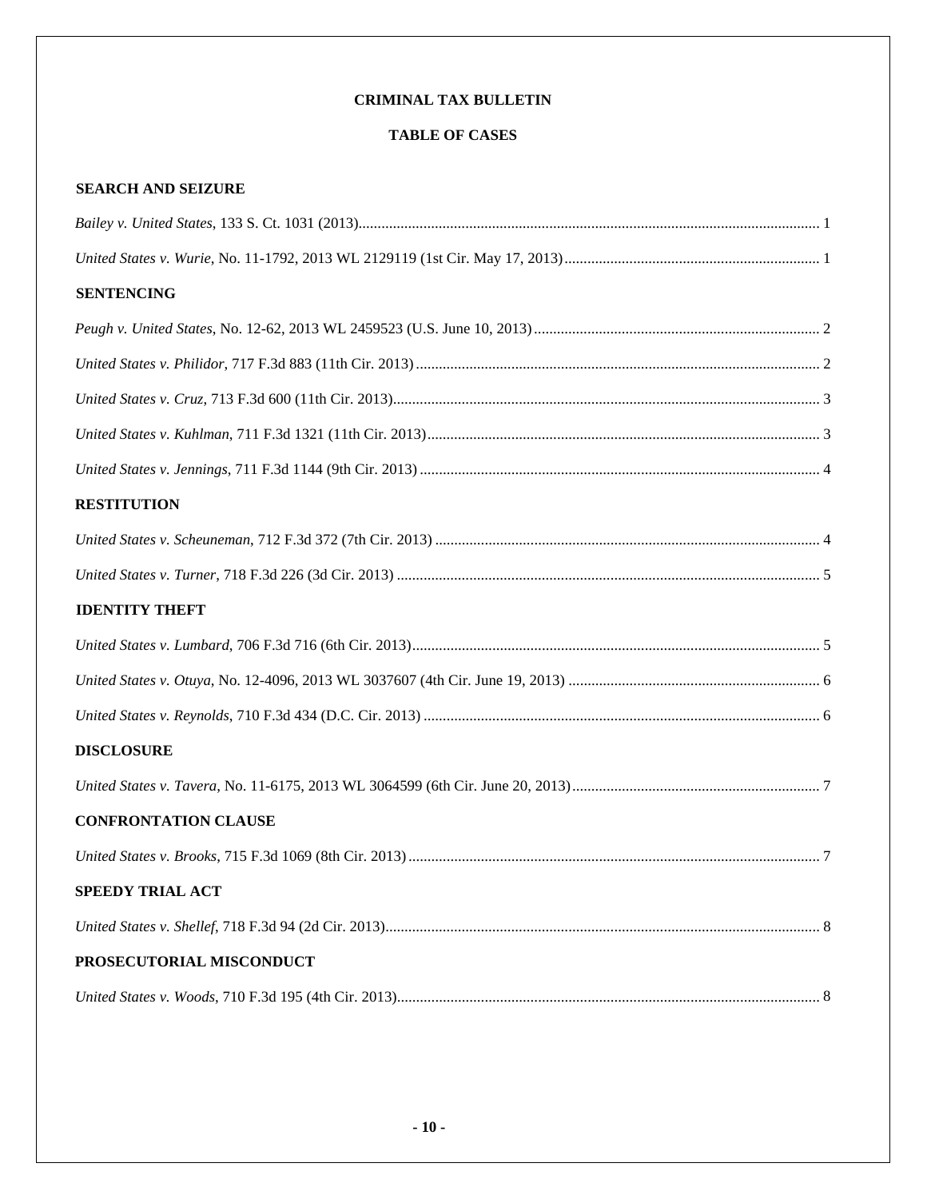**CRIMINAL TAX BULLETIN**

**TABLE OF CASES**

**SEARCH AND SEIZURE**

*Bailey v. United States*, 133 S. Ct. 1031 (2013)........................................................................ 1

*United States v. Wurie*, No. 11-1792, 2013 WL 2129119 (1st Cir. May 17, 2013).................... 1

**SENTENCING**

*Peugh v. United States*, No. 12-62, 2013 WL 2459523 (U.S. June 10, 2013)............................ 2

*United States v. Philidor*, 717 F.3d 883 (11th Cir. 2013)........................................................... 2

*United States v. Cruz*, 713 F.3d 600 (11th Cir. 2013)................................................................. 3

*United States v. Kuhlman*, 711 F.3d 1321 (11th Cir. 2013)........................................................ 3

*United States v. Jennings*, 711 F.3d 1144 (9th Cir. 2013).......................................................... 4

**RESTITUTION**

*United States v. Scheuneman*, 712 F.3d 372 (7th Cir. 2013)...................................................... 4

*United States v. Turner*, 718 F.3d 226 (3d Cir. 2013)................................................................ 5

**IDENTITY THEFT**

*United States v. Lumbard*, 706 F.3d 716 (6th Cir. 2013)............................................................ 5

*United States v. Otuya*, No. 12-4096, 2013 WL 3037607 (4th Cir. June 19, 2013).................. 6

*United States v. Reynolds*, 710 F.3d 434 (D.C. Cir. 2013)......................................................... 6

**DISCLOSURE**

*United States v. Tavera*, No. 11-6175, 2013 WL 3064599 (6th Cir. June 20, 2013)................. 7

**CONFRONTATION CLAUSE**

*United States v. Brooks*, 715 F.3d 1069 (8th Cir. 2013)............................................................. 7

**SPEEDY TRIAL ACT**

*United States v. Shellef*, 718 F.3d 94 (2d Cir. 2013).................................................................. 8

**PROSECUTORIAL MISCONDUCT**

*United States v. Woods*, 710 F.3d 195 (4th Cir. 2013)............................................................... 8